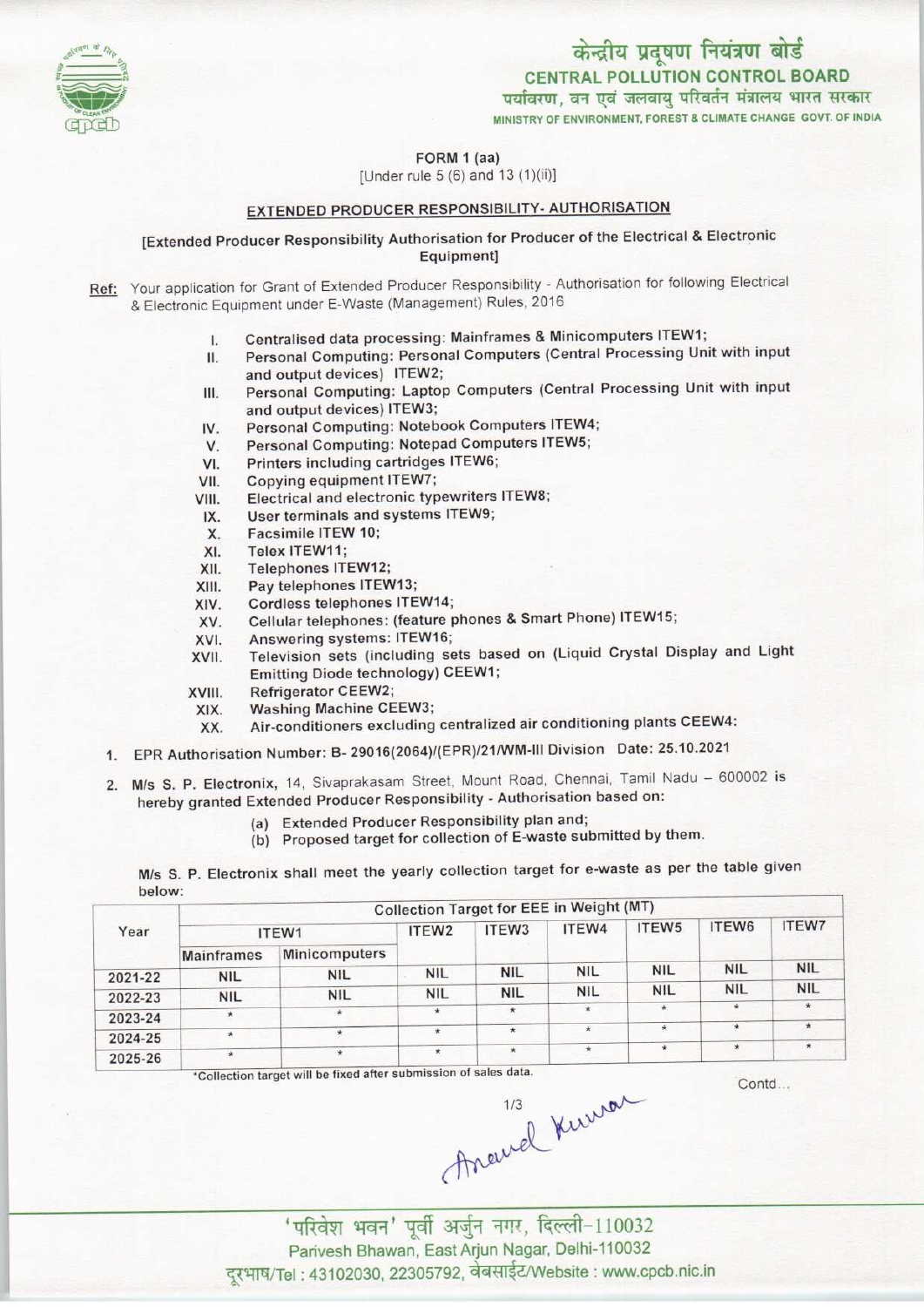केन्द्रीय प्रदूषण नियंत्रण बोर्ड
CENTRAL POLLUTION CONTROL BOARD
पर्यावरण, वन एवं जलवायु परिवर्तन मंत्रालय भारत सरकार
MINISTRY OF ENVIRONMENT, FOREST & CLIMATE CHANGE GOVT. OF INDIA

FORM 1 (aa)
[Under rule 5 (6) and 13 (1)(ii)]

## EXTENDED PRODUCER RESPONSIBILITY- AUTHORISATION

[Extended Producer Responsibility Authorisation for Producer of the Electrical & Electronic Equipment]

Ref: Your application for Grant of Extended Producer Responsibility - Authorisation for following Electrical & Electronic Equipment under E-Waste (Management) Rules, 2016

I. Centralised data processing: Mainframes & Minicomputers ITEW1;
II. Personal Computing: Personal Computers (Central Processing Unit with input and output devices) ITEW2;
III. Personal Computing: Laptop Computers (Central Processing Unit with input and output devices) ITEW3;
IV. Personal Computing: Notebook Computers ITEW4;
V. Personal Computing: Notepad Computers ITEW5;
VI. Printers including cartridges ITEW6;
VII. Copying equipment ITEW7;
VIII. Electrical and electronic typewriters ITEW8;
IX. User terminals and systems ITEW9;
X. Facsimile ITEW 10;
XI. Telex ITEW11;
XII. Telephones ITEW12;
XIII. Pay telephones ITEW13;
XIV. Cordless telephones ITEW14;
XV. Cellular telephones: (feature phones & Smart Phone) ITEW15;
XVI. Answering systems: ITEW16;
XVII. Television sets (including sets based on (Liquid Crystal Display and Light Emitting Diode technology) CEEW1;
XVIII. Refrigerator CEEW2;
XIX. Washing Machine CEEW3;
XX. Air-conditioners excluding centralized air conditioning plants CEEW4:

1. EPR Authorisation Number: B- 29016(2064)/(EPR)/21/WM-III Division Date: 25.10.2021

2. M/s S. P. Electronix, 14, Sivaprakasam Street, Mount Road, Chennai, Tamil Nadu – 600002 is hereby granted Extended Producer Responsibility - Authorisation based on:
   (a) Extended Producer Responsibility plan and;
   (b) Proposed target for collection of E-waste submitted by them.

M/s S. P. Electronix shall meet the yearly collection target for e-waste as per the table given below:

| Year | Collection Target for EEE in Weight (MT) | | | | | | | |
|---|---|---|---|---|---|---|---|---|
| | ITEW1 | | ITEW2 | ITEW3 | ITEW4 | ITEW5 | ITEW6 | ITEW7 |
| | Mainframes | Minicomputers | | | | | | |
| 2021-22 | NIL | NIL | NIL | NIL | NIL | NIL | NIL | NIL |
| 2022-23 | NIL | NIL | NIL | NIL | NIL | NIL | NIL | NIL |
| 2023-24 | * | * | * | * | * | * | * | * |
| 2024-25 | * | * | * | * | * | * | * | * |
| 2025-26 | * | * | * | * | * | * | * | * |

*Collection target will be fixed after submission of sales data.

Contd...

Anand Kumar

'परिवेश भवन' पूर्वी अर्जुन नगर, दिल्ली-110032
Parivesh Bhawan, East Arjun Nagar, Delhi-110032
दूरभाष/Tel : 43102030, 22305792, वेबसाईट/Website : www.cpcb.nic.in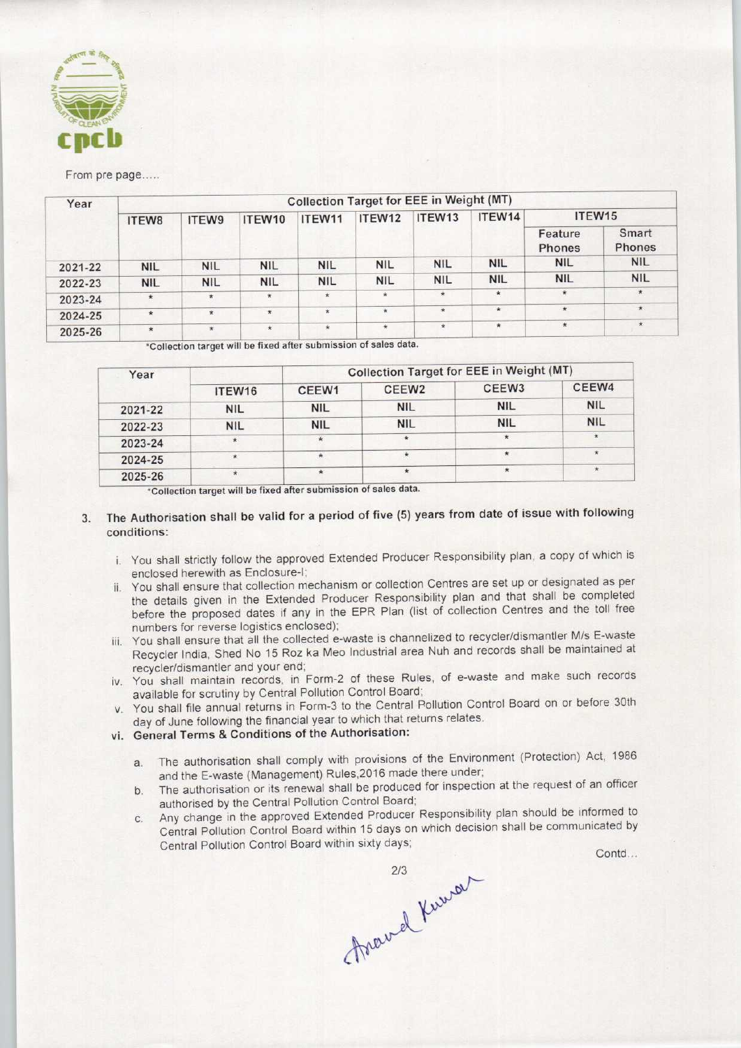From pre page.....

| Year | Collection Target for EEE in Weight (MT) | | | | | | | | |
|---|---|---|---|---|---|---|---|---|---|
| | ITEW8 | ITEW9 | ITEW10 | ITEW11 | ITEW12 | ITEW13 | ITEW14 | ITEW15 | |
| | | | | | | | | Feature Phones | Smart Phones |
| 2021-22 | NIL | NIL | NIL | NIL | NIL | NIL | NIL | NIL | NIL |
| 2022-23 | NIL | NIL | NIL | NIL | NIL | NIL | NIL | NIL | NIL |
| 2023-24 | * | * | * | * | * | * | * | * | * |
| 2024-25 | * | * | * | * | * | * | * | * | * |
| 2025-26 | * | * | * | * | * | * | * | * | * |

*Collection target will be fixed after submission of sales data.

| Year | Collection Target for EEE in Weight (MT) | | | | |
|---|---|---|---|---|---|
| | ITEW16 | CEEW1 | CEEW2 | CEEW3 | CEEW4 |
| 2021-22 | NIL | NIL | NIL | NIL | NIL |
| 2022-23 | NIL | NIL | NIL | NIL | NIL |
| 2023-24 | * | * | * | * | * |
| 2024-25 | * | * | * | * | * |
| 2025-26 | * | * | * | * | * |

*Collection target will be fixed after submission of sales data.

3. **The Authorisation shall be valid for a period of five (5) years from date of issue with following conditions:**

   i. You shall strictly follow the approved Extended Producer Responsibility plan, a copy of which is enclosed herewith as Enclosure-I;
   
   ii. You shall ensure that collection mechanism or collection Centres are set up or designated as per the details given in the Extended Producer Responsibility plan and that shall be completed before the proposed dates if any in the EPR Plan (list of collection Centres and the toll free numbers for reverse logistics enclosed);
   
   iii. You shall ensure that all the collected e-waste is channelized to recycler/dismantler M/s E-waste Recycler India, Shed No 15 Roz ka Meo Industrial area Nuh and records shall be maintained at recycler/dismantler and your end;
   
   iv. You shall maintain records, in Form-2 of these Rules, of e-waste and make such records available for scrutiny by Central Pollution Control Board;
   
   v. You shall file annual returns in Form-3 to the Central Pollution Control Board on or before 30th day of June following the financial year to which that returns relates.
   
   vi. **General Terms & Conditions of the Authorisation:**
   
      a. The authorisation shall comply with provisions of the Environment (Protection) Act, 1986 and the E-waste (Management) Rules,2016 made there under;
      
      b. The authorisation or its renewal shall be produced for inspection at the request of an officer authorised by the Central Pollution Control Board;
      
      c. Any change in the approved Extended Producer Responsibility plan should be informed to Central Pollution Control Board within 15 days on which decision shall be communicated by Central Pollution Control Board within sixty days;

Contd...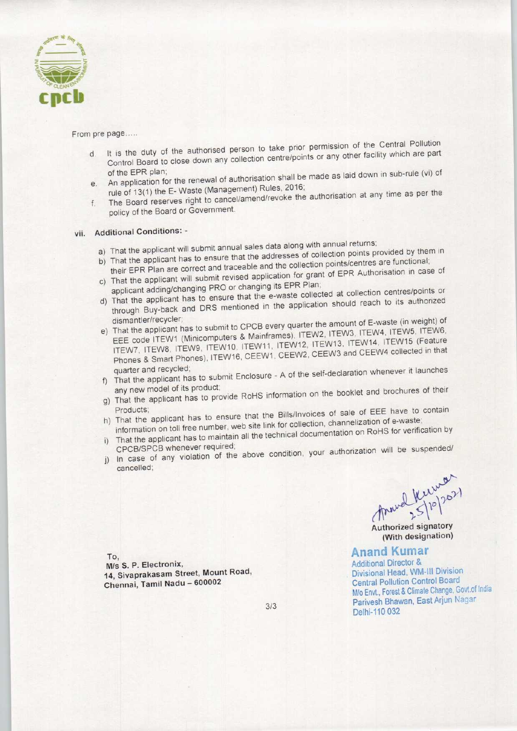From pre page.....

d. It is the duty of the authorised person to take prior permission of the Central Pollution Control Board to close down any collection centre/points or any other facility which are part of the EPR plan;
e. An application for the renewal of authorisation shall be made as laid down in sub-rule (vi) of rule of 13(1) the E- Waste (Management) Rules, 2016;
f. The Board reserves right to cancel/amend/revoke the authorisation at any time as per the policy of the Board or Government.

vii. **Additional Conditions: -**

a) That the applicant will submit annual sales data along with annual returns;
b) That the applicant has to ensure that the addresses of collection points provided by them in their EPR Plan are correct and traceable and the collection points/centres are functional;
c) That the applicant will submit revised application for grant of EPR Authorisation in case of applicant adding/changing PRO or changing its EPR Plan;
d) That the applicant has to ensure that the e-waste collected at collection centres/points or through Buy-back and DRS mentioned in the application should reach to its authorized dismantler/recycler;
e) That the applicant has to submit to CPCB every quarter the amount of E-waste (in weight) of EEE code ITEW1 (Minicomputers & Mainframes), ITEW2, ITEW3, ITEW4, ITEW5, ITEW6, ITEW7, ITEW8, ITEW9, ITEW10, ITEW11, ITEW12, ITEW13, ITEW14, ITEW15 (Feature Phones & Smart Phones), ITEW16, CEEW1, CEEW2, CEEW3 and CEEW4 collected in that quarter and recycled;
f) That the applicant has to submit Enclosure - A of the self-declaration whenever it launches any new model of its product;
g) That the applicant has to provide RoHS information on the booklet and brochures of their Products;
h) That the applicant has to ensure that the Bills/Invoices of sale of EEE have to contain information on toll free number, web site link for collection, channelization of e-waste;
i) That the applicant has to maintain all the technical documentation on RoHS for verification by CPCB/SPCB whenever required;
j) In case of any violation of the above condition, your authorization will be suspended/ cancelled;

Anand Kumar
25/10/2021

Authorized signatory
(With designation)

**Anand Kumar**
Additional Director &
Divisional Head, WM-III Division
Central Pollution Control Board
M/o Envt., Forest & Climate Change, Govt.of India
Parivesh Bhawan, East Arjun Nagar
Delhi-110 032

To,
M/s S. P. Electronix,
14, Sivaprakasam Street, Mount Road,
Chennai, Tamil Nadu – 600002